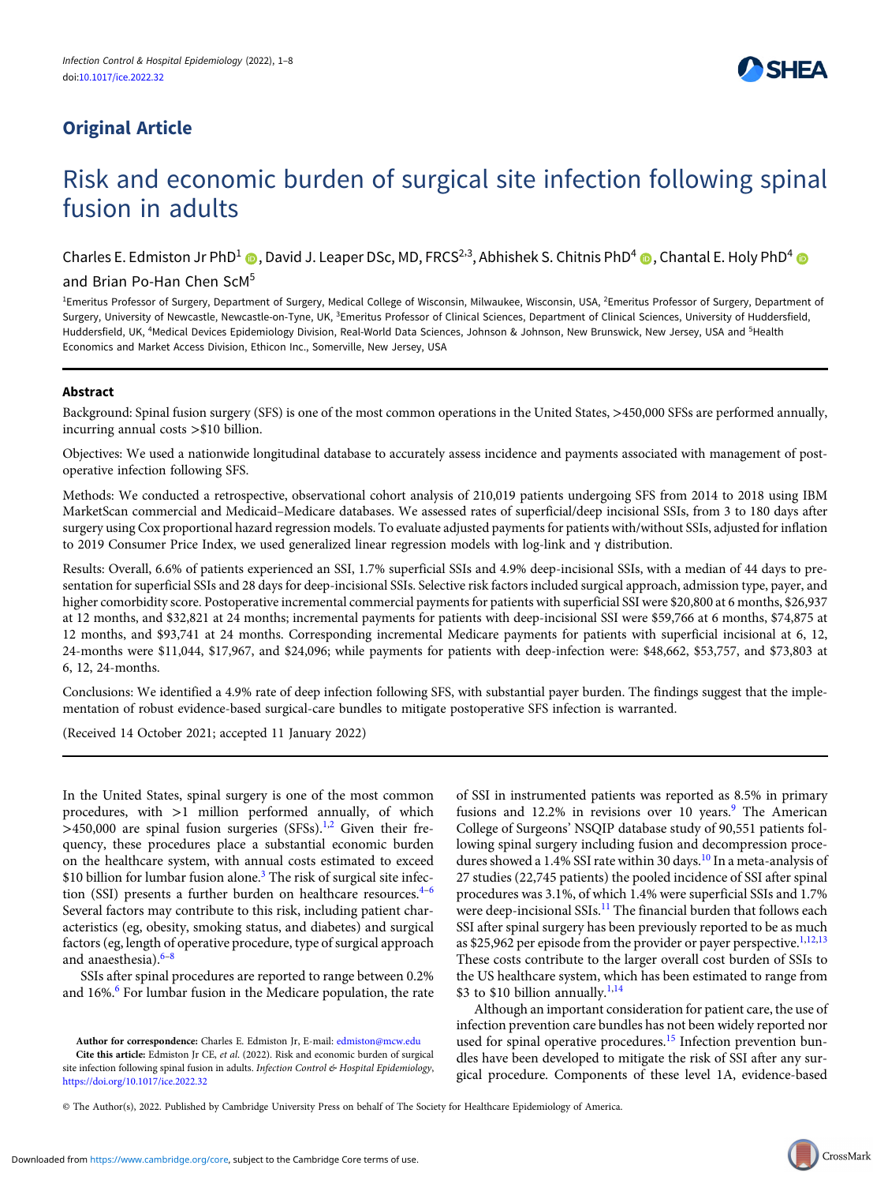## Original Article

# Risk and economic burden of surgical site infection following spinal fusion in adults

Charles E. Edmiston Jr PhD[1], David J. Leaper DSc, MD, FRCS[2,3], Abhishek S. Chitnis PhD[4], Chantal E. Holy PhD[4] and Brian Po-Han Chen ScM[5]

[1]Emeritus Professor of Surgery, Department of Surgery, Medical College of Wisconsin, Milwaukee, Wisconsin, USA, [2]Emeritus Professor of Surgery, Department of Surgery, University of Newcastle, Newcastle-on-Tyne, UK, [3]Emeritus Professor of Clinical Sciences, Department of Clinical Sciences, University of Huddersfield, Huddersfield, UK, [4]Medical Devices Epidemiology Division, Real-World Data Sciences, Johnson & Johnson, New Brunswick, New Jersey, USA and [5]Health Economics and Market Access Division, Ethicon Inc., Somerville, New Jersey, USA

### Abstract

Background: Spinal fusion surgery (SFS) is one of the most common operations in the United States, >450,000 SFSs are performed annually, incurring annual costs >$10 billion.

Objectives: We used a nationwide longitudinal database to accurately assess incidence and payments associated with management of post-operative infection following SFS.

Methods: We conducted a retrospective, observational cohort analysis of 210,019 patients undergoing SFS from 2014 to 2018 using IBM MarketScan commercial and Medicaid–Medicare databases. We assessed rates of superficial/deep incisional SSIs, from 3 to 180 days after surgery using Cox proportional hazard regression models. To evaluate adjusted payments for patients with/without SSIs, adjusted for inflation to 2019 Consumer Price Index, we used generalized linear regression models with log-link and $\gamma$ distribution.

Results: Overall, 6.6% of patients experienced an SSI, 1.7% superficial SSIs and 4.9% deep-incisional SSIs, with a median of 44 days to presentation for superficial SSIs and 28 days for deep-incisional SSIs. Selective risk factors included surgical approach, admission type, payer, and higher comorbidity score. Postoperative incremental commercial payments for patients with superficial SSI were $20,800 at 6 months, $26,937 at 12 months, and $32,821 at 24 months; incremental payments for patients with deep-incisional SSI were $59,766 at 6 months, $74,875 at 12 months, and $93,741 at 24 months. Corresponding incremental Medicare payments for patients with superficial incisional at 6, 12, 24-months were $11,044, $17,967, and $24,096; while payments for patients with deep-infection were: $48,662, $53,757, and $73,803 at 6, 12, 24-months.

Conclusions: We identified a 4.9% rate of deep infection following SFS, with substantial payer burden. The findings suggest that the implementation of robust evidence-based surgical-care bundles to mitigate postoperative SFS infection is warranted.

(Received 14 October 2021; accepted 11 January 2022)

In the United States, spinal surgery is one of the most common procedures, with >1 million performed annually, of which >450,000 are spinal fusion surgeries (SFSs).[1,2] Given their frequency, these procedures place a substantial economic burden on the healthcare system, with annual costs estimated to exceed $10 billion for lumbar fusion alone.[3] The risk of surgical site infection (SSI) presents a further burden on healthcare resources.[4–6] Several factors may contribute to this risk, including patient characteristics (eg, obesity, smoking status, and diabetes) and surgical factors (eg, length of operative procedure, type of surgical approach and anaesthesia).[6–8]

SSIs after spinal procedures are reported to range between 0.2% and 16%.[6] For lumbar fusion in the Medicare population, the rate of SSI in instrumented patients was reported as 8.5% in primary fusions and 12.2% in revisions over 10 years.[9] The American College of Surgeons' NSQIP database study of 90,551 patients following spinal surgery including fusion and decompression procedures showed a 1.4% SSI rate within 30 days.[10] In a meta-analysis of 27 studies (22,745 patients) the pooled incidence of SSI after spinal procedures was 3.1%, of which 1.4% were superficial SSIs and 1.7% were deep-incisional SSIs.[11] The financial burden that follows each SSI after spinal surgery has been previously reported to be as much as $25,962 per episode from the provider or payer perspective.[1,12,13] These costs contribute to the larger overall cost burden of SSIs to the US healthcare system, which has been estimated to range from $3 to $10 billion annually.[1,14]

Although an important consideration for patient care, the use of infection prevention care bundles has not been widely reported nor used for spinal operative procedures.[15] Infection prevention bundles have been developed to mitigate the risk of SSI after any surgical procedure. Components of these level 1A, evidence-based

**Author for correspondence:** Charles E. Edmiston Jr, E-mail: edmiston@mcw.edu

**Cite this article:** Edmiston Jr CE, *et al.* (2022). Risk and economic burden of surgical site infection following spinal fusion in adults. *Infection Control & Hospital Epidemiology*, https://doi.org/10.1017/ice.2022.32

© The Author(s), 2022. Published by Cambridge University Press on behalf of The Society for Healthcare Epidemiology of America.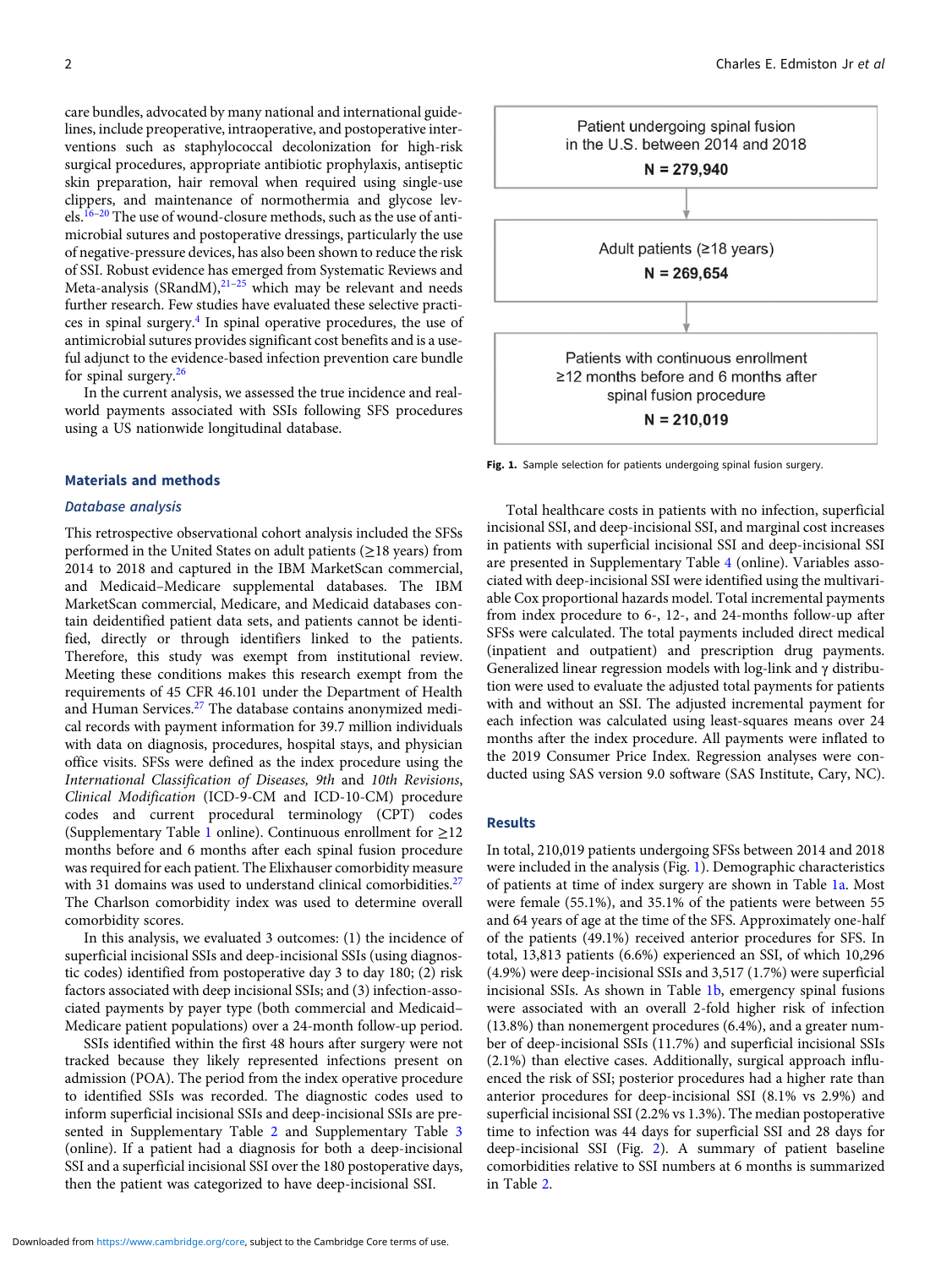care bundles, advocated by many national and international guidelines, include preoperative, intraoperative, and postoperative interventions such as staphylococcal decolonization for high-risk surgical procedures, appropriate antibiotic prophylaxis, antiseptic skin preparation, hair removal when required using single-use clippers, and maintenance of normothermia and glycose levels.[16–20] The use of wound-closure methods, such as the use of antimicrobial sutures and postoperative dressings, particularly the use of negative-pressure devices, has also been shown to reduce the risk of SSI. Robust evidence has emerged from Systematic Reviews and Meta-analysis (SRandM),[21–25] which may be relevant and needs further research. Few studies have evaluated these selective practices in spinal surgery.[4] In spinal operative procedures, the use of antimicrobial sutures provides significant cost benefits and is a useful adjunct to the evidence-based infection prevention care bundle for spinal surgery.[26]

In the current analysis, we assessed the true incidence and real-world payments associated with SSIs following SFS procedures using a US nationwide longitudinal database.

## Materials and methods

### Database analysis

This retrospective observational cohort analysis included the SFSs performed in the United States on adult patients (≥18 years) from 2014 to 2018 and captured in the IBM MarketScan commercial, and Medicaid–Medicare supplemental databases. The IBM MarketScan commercial, Medicare, and Medicaid databases contain deidentified patient data sets, and patients cannot be identified, directly or through identifiers linked to the patients. Therefore, this study was exempt from institutional review. Meeting these conditions makes this research exempt from the requirements of 45 CFR 46.101 under the Department of Health and Human Services.[27] The database contains anonymized medical records with payment information for 39.7 million individuals with data on diagnosis, procedures, hospital stays, and physician office visits. SFSs were defined as the index procedure using the *International Classification of Diseases, 9th* and *10th Revisions, Clinical Modification* (ICD-9-CM and ICD-10-CM) procedure codes and current procedural terminology (CPT) codes (Supplementary Table 1 online). Continuous enrollment for ≥12 months before and 6 months after each spinal fusion procedure was required for each patient. The Elixhauser comorbidity measure with 31 domains was used to understand clinical comorbidities.[27] The Charlson comorbidity index was used to determine overall comorbidity scores.

In this analysis, we evaluated 3 outcomes: (1) the incidence of superficial incisional SSIs and deep-incisional SSIs (using diagnostic codes) identified from postoperative day 3 to day 180; (2) risk factors associated with deep incisional SSIs; and (3) infection-associated payments by payer type (both commercial and Medicaid–Medicare patient populations) over a 24-month follow-up period.

SSIs identified within the first 48 hours after surgery were not tracked because they likely represented infections present on admission (POA). The period from the index operative procedure to identified SSIs was recorded. The diagnostic codes used to inform superficial incisional SSIs and deep-incisional SSIs are presented in Supplementary Table 2 and Supplementary Table 3 (online). If a patient had a diagnosis for both a deep-incisional SSI and a superficial incisional SSI over the 180 postoperative days, then the patient was categorized to have deep-incisional SSI.

Patient undergoing spinal fusion in the U.S. between 2014 and 2018
**N = 279,940**

↓

Adult patients (≥18 years)
**N = 269,654**

↓

Patients with continuous enrollment ≥12 months before and 6 months after spinal fusion procedure
**N = 210,019**

**Fig. 1.** Sample selection for patients undergoing spinal fusion surgery.

Total healthcare costs in patients with no infection, superficial incisional SSI, and deep-incisional SSI, and marginal cost increases in patients with superficial incisional SSI and deep-incisional SSI are presented in Supplementary Table 4 (online). Variables associated with deep-incisional SSI were identified using the multivariable Cox proportional hazards model. Total incremental payments from index procedure to 6-, 12-, and 24-months follow-up after SFSs were calculated. The total payments included direct medical (inpatient and outpatient) and prescription drug payments. Generalized linear regression models with log-link and γ distribution were used to evaluate the adjusted total payments for patients with and without an SSI. The adjusted incremental payment for each infection was calculated using least-squares means over 24 months after the index procedure. All payments were inflated to the 2019 Consumer Price Index. Regression analyses were conducted using SAS version 9.0 software (SAS Institute, Cary, NC).

## Results

In total, 210,019 patients undergoing SFSs between 2014 and 2018 were included in the analysis (Fig. 1). Demographic characteristics of patients at time of index surgery are shown in Table 1a. Most were female (55.1%), and 35.1% of the patients were between 55 and 64 years of age at the time of the SFS. Approximately one-half of the patients (49.1%) received anterior procedures for SFS. In total, 13,813 patients (6.6%) experienced an SSI, of which 10,296 (4.9%) were deep-incisional SSIs and 3,517 (1.7%) were superficial incisional SSIs. As shown in Table 1b, emergency spinal fusions were associated with an overall 2-fold higher risk of infection (13.8%) than nonemergent procedures (6.4%), and a greater number of deep-incisional SSIs (11.7%) and superficial incisional SSIs (2.1%) than elective cases. Additionally, surgical approach influenced the risk of SSI; posterior procedures had a higher rate than anterior procedures for deep-incisional SSI (8.1% vs 2.9%) and superficial incisional SSI (2.2% vs 1.3%). The median postoperative time to infection was 44 days for superficial SSI and 28 days for deep-incisional SSI (Fig. 2). A summary of patient baseline comorbidities relative to SSI numbers at 6 months is summarized in Table 2.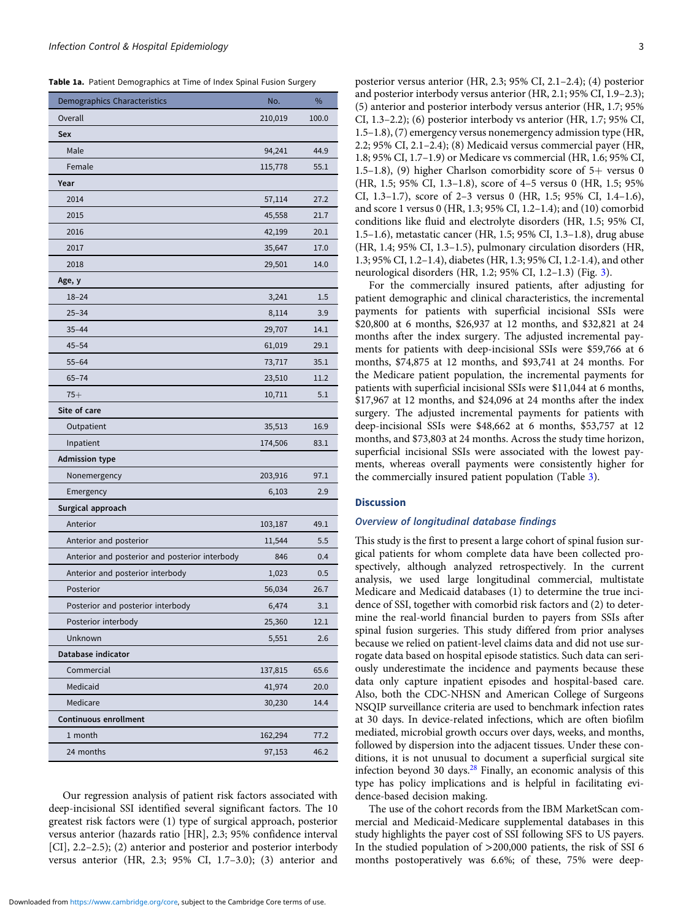**Table 1a.** Patient Demographics at Time of Index Spinal Fusion Surgery

| Demographics Characteristics | No. | % |
|---|---|---|
| Overall | 210,019 | 100.0 |
| **Sex** | | |
| Male | 94,241 | 44.9 |
| Female | 115,778 | 55.1 |
| **Year** | | |
| 2014 | 57,114 | 27.2 |
| 2015 | 45,558 | 21.7 |
| 2016 | 42,199 | 20.1 |
| 2017 | 35,647 | 17.0 |
| 2018 | 29,501 | 14.0 |
| **Age, y** | | |
| 18–24 | 3,241 | 1.5 |
| 25–34 | 8,114 | 3.9 |
| 35–44 | 29,707 | 14.1 |
| 45–54 | 61,019 | 29.1 |
| 55–64 | 73,717 | 35.1 |
| 65–74 | 23,510 | 11.2 |
| 75+ | 10,711 | 5.1 |
| **Site of care** | | |
| Outpatient | 35,513 | 16.9 |
| Inpatient | 174,506 | 83.1 |
| **Admission type** | | |
| Nonemergency | 203,916 | 97.1 |
| Emergency | 6,103 | 2.9 |
| **Surgical approach** | | |
| Anterior | 103,187 | 49.1 |
| Anterior and posterior | 11,544 | 5.5 |
| Anterior and posterior and posterior interbody | 846 | 0.4 |
| Anterior and posterior interbody | 1,023 | 0.5 |
| Posterior | 56,034 | 26.7 |
| Posterior and posterior interbody | 6,474 | 3.1 |
| Posterior interbody | 25,360 | 12.1 |
| Unknown | 5,551 | 2.6 |
| **Database indicator** | | |
| Commercial | 137,815 | 65.6 |
| Medicaid | 41,974 | 20.0 |
| Medicare | 30,230 | 14.4 |
| **Continuous enrollment** | | |
| 1 month | 162,294 | 77.2 |
| 24 months | 97,153 | 46.2 |

Our regression analysis of patient risk factors associated with deep-incisional SSI identified several significant factors. The 10 greatest risk factors were (1) type of surgical approach, posterior versus anterior (hazards ratio [HR], 2.3; 95% confidence interval [CI], 2.2–2.5); (2) anterior and posterior and posterior interbody versus anterior (HR, 2.3; 95% CI, 1.7–3.0); (3) anterior and posterior versus anterior (HR, 2.3; 95% CI, 2.1–2.4); (4) posterior and posterior interbody versus anterior (HR, 2.1; 95% CI, 1.9–2.3); (5) anterior and posterior interbody versus anterior (HR, 1.7; 95% CI, 1.3–2.2); (6) posterior interbody vs anterior (HR, 1.7; 95% CI, 1.5–1.8), (7) emergency versus nonemergency admission type (HR, 2.2; 95% CI, 2.1–2.4); (8) Medicaid versus commercial payer (HR, 1.8; 95% CI, 1.7–1.9) or Medicare vs commercial (HR, 1.6; 95% CI, 1.5–1.8), (9) higher Charlson comorbidity score of 5+ versus 0 (HR, 1.5; 95% CI, 1.3–1.8), score of 4–5 versus 0 (HR, 1.5; 95% CI, 1.3–1.7), score of 2–3 versus 0 (HR, 1.5; 95% CI, 1.4–1.6), and score 1 versus 0 (HR, 1.3; 95% CI, 1.2–1.4); and (10) comorbid conditions like fluid and electrolyte disorders (HR, 1.5; 95% CI, 1.5–1.6), metastatic cancer (HR, 1.5; 95% CI, 1.3–1.8), drug abuse (HR, 1.4; 95% CI, 1.3–1.5), pulmonary circulation disorders (HR, 1.3; 95% CI, 1.2–1.4), diabetes (HR, 1.3; 95% CI, 1.2-1.4), and other neurological disorders (HR, 1.2; 95% CI, 1.2–1.3) (Fig. 3).

For the commercially insured patients, after adjusting for patient demographic and clinical characteristics, the incremental payments for patients with superficial incisional SSIs were $20,800 at 6 months, $26,937 at 12 months, and $32,821 at 24 months after the index surgery. The adjusted incremental payments for patients with deep-incisional SSIs were $59,766 at 6 months, $74,875 at 12 months, and $93,741 at 24 months. For the Medicare patient population, the incremental payments for patients with superficial incisional SSIs were $11,044 at 6 months, $17,967 at 12 months, and $24,096 at 24 months after the index surgery. The adjusted incremental payments for patients with deep-incisional SSIs were $48,662 at 6 months, $53,757 at 12 months, and $73,803 at 24 months. Across the study time horizon, superficial incisional SSIs were associated with the lowest payments, whereas overall payments were consistently higher for the commercially insured patient population (Table 3).

## Discussion

### *Overview of longitudinal database findings*

This study is the first to present a large cohort of spinal fusion surgical patients for whom complete data have been collected prospectively, although analyzed retrospectively. In the current analysis, we used large longitudinal commercial, multistate Medicare and Medicaid databases (1) to determine the true incidence of SSI, together with comorbid risk factors and (2) to determine the real-world financial burden to payers from SSIs after spinal fusion surgeries. This study differed from prior analyses because we relied on patient-level claims data and did not use surrogate data based on hospital episode statistics. Such data can seriously underestimate the incidence and payments because these data only capture inpatient episodes and hospital-based care. Also, both the CDC-NHSN and American College of Surgeons NSQIP surveillance criteria are used to benchmark infection rates at 30 days. In device-related infections, which are often biofilm mediated, microbial growth occurs over days, weeks, and months, followed by dispersion into the adjacent tissues. Under these conditions, it is not unusual to document a superficial surgical site infection beyond 30 days.[28] Finally, an economic analysis of this type has policy implications and is helpful in facilitating evidence-based decision making.

The use of the cohort records from the IBM MarketScan commercial and Medicaid-Medicare supplemental databases in this study highlights the payer cost of SSI following SFS to US payers. In the studied population of >200,000 patients, the risk of SSI 6 months postoperatively was 6.6%; of these, 75% were deep-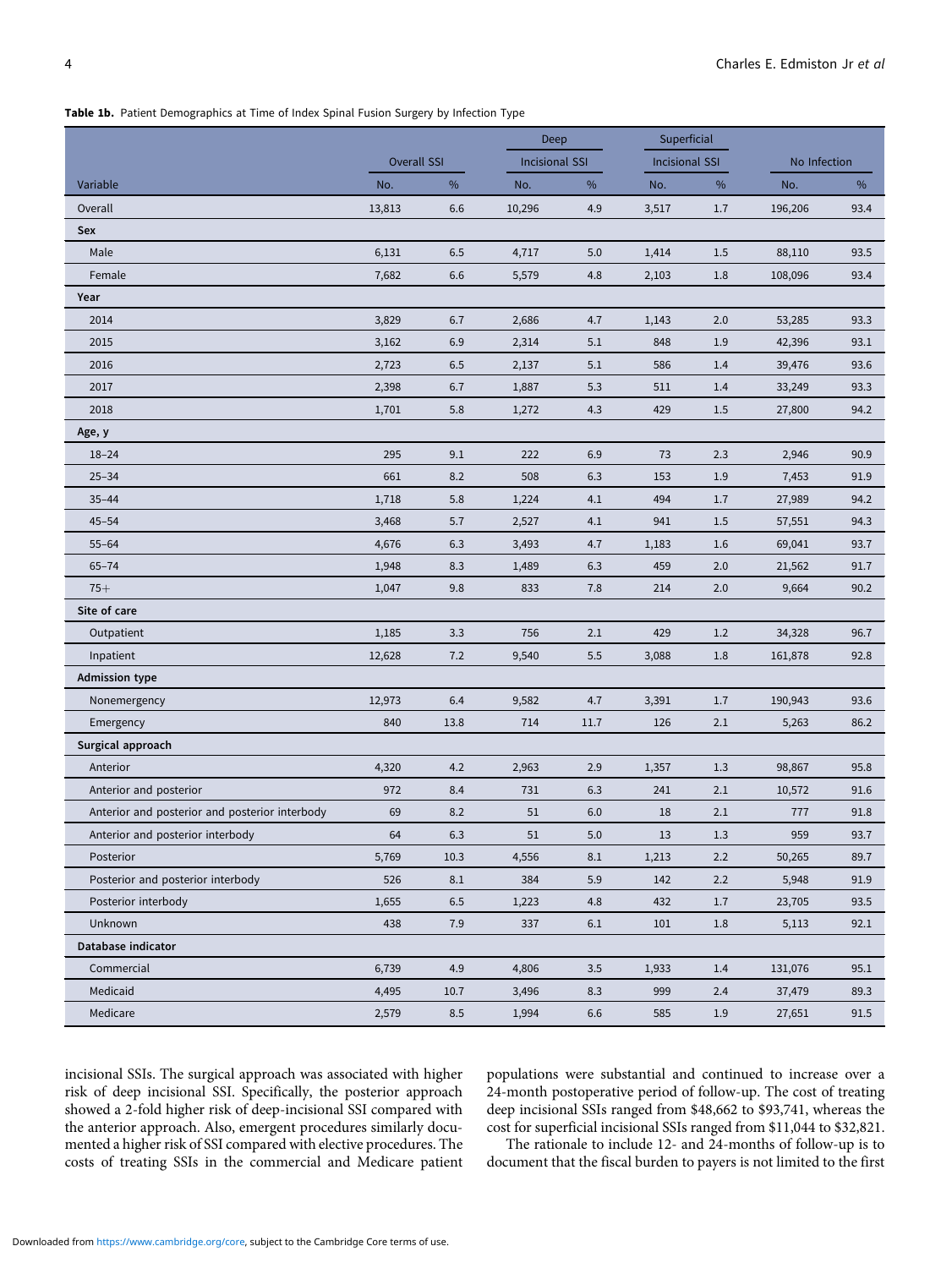**Table 1b.** Patient Demographics at Time of Index Spinal Fusion Surgery by Infection Type

| Variable | Overall SSI | | Deep Incisional SSI | | Superficial Incisional SSI | | No Infection | |
|---|---|---|---|---|---|---|---|---|
| | No. | % | No. | % | No. | % | No. | % |
| Overall | 13,813 | 6.6 | 10,296 | 4.9 | 3,517 | 1.7 | 196,206 | 93.4 |
| **Sex** | | | | | | | | |
| Male | 6,131 | 6.5 | 4,717 | 5.0 | 1,414 | 1.5 | 88,110 | 93.5 |
| Female | 7,682 | 6.6 | 5,579 | 4.8 | 2,103 | 1.8 | 108,096 | 93.4 |
| **Year** | | | | | | | | |
| 2014 | 3,829 | 6.7 | 2,686 | 4.7 | 1,143 | 2.0 | 53,285 | 93.3 |
| 2015 | 3,162 | 6.9 | 2,314 | 5.1 | 848 | 1.9 | 42,396 | 93.1 |
| 2016 | 2,723 | 6.5 | 2,137 | 5.1 | 586 | 1.4 | 39,476 | 93.6 |
| 2017 | 2,398 | 6.7 | 1,887 | 5.3 | 511 | 1.4 | 33,249 | 93.3 |
| 2018 | 1,701 | 5.8 | 1,272 | 4.3 | 429 | 1.5 | 27,800 | 94.2 |
| **Age, y** | | | | | | | | |
| 18–24 | 295 | 9.1 | 222 | 6.9 | 73 | 2.3 | 2,946 | 90.9 |
| 25–34 | 661 | 8.2 | 508 | 6.3 | 153 | 1.9 | 7,453 | 91.9 |
| 35–44 | 1,718 | 5.8 | 1,224 | 4.1 | 494 | 1.7 | 27,989 | 94.2 |
| 45–54 | 3,468 | 5.7 | 2,527 | 4.1 | 941 | 1.5 | 57,551 | 94.3 |
| 55–64 | 4,676 | 6.3 | 3,493 | 4.7 | 1,183 | 1.6 | 69,041 | 93.7 |
| 65–74 | 1,948 | 8.3 | 1,489 | 6.3 | 459 | 2.0 | 21,562 | 91.7 |
| 75+ | 1,047 | 9.8 | 833 | 7.8 | 214 | 2.0 | 9,664 | 90.2 |
| **Site of care** | | | | | | | | |
| Outpatient | 1,185 | 3.3 | 756 | 2.1 | 429 | 1.2 | 34,328 | 96.7 |
| Inpatient | 12,628 | 7.2 | 9,540 | 5.5 | 3,088 | 1.8 | 161,878 | 92.8 |
| **Admission type** | | | | | | | | |
| Nonemergency | 12,973 | 6.4 | 9,582 | 4.7 | 3,391 | 1.7 | 190,943 | 93.6 |
| Emergency | 840 | 13.8 | 714 | 11.7 | 126 | 2.1 | 5,263 | 86.2 |
| **Surgical approach** | | | | | | | | |
| Anterior | 4,320 | 4.2 | 2,963 | 2.9 | 1,357 | 1.3 | 98,867 | 95.8 |
| Anterior and posterior | 972 | 8.4 | 731 | 6.3 | 241 | 2.1 | 10,572 | 91.6 |
| Anterior and posterior and posterior interbody | 69 | 8.2 | 51 | 6.0 | 18 | 2.1 | 777 | 91.8 |
| Anterior and posterior interbody | 64 | 6.3 | 51 | 5.0 | 13 | 1.3 | 959 | 93.7 |
| Posterior | 5,769 | 10.3 | 4,556 | 8.1 | 1,213 | 2.2 | 50,265 | 89.7 |
| Posterior and posterior interbody | 526 | 8.1 | 384 | 5.9 | 142 | 2.2 | 5,948 | 91.9 |
| Posterior interbody | 1,655 | 6.5 | 1,223 | 4.8 | 432 | 1.7 | 23,705 | 93.5 |
| Unknown | 438 | 7.9 | 337 | 6.1 | 101 | 1.8 | 5,113 | 92.1 |
| **Database indicator** | | | | | | | | |
| Commercial | 6,739 | 4.9 | 4,806 | 3.5 | 1,933 | 1.4 | 131,076 | 95.1 |
| Medicaid | 4,495 | 10.7 | 3,496 | 8.3 | 999 | 2.4 | 37,479 | 89.3 |
| Medicare | 2,579 | 8.5 | 1,994 | 6.6 | 585 | 1.9 | 27,651 | 91.5 |

incisional SSIs. The surgical approach was associated with higher risk of deep incisional SSI. Specifically, the posterior approach showed a 2-fold higher risk of deep-incisional SSI compared with the anterior approach. Also, emergent procedures similarly documented a higher risk of SSI compared with elective procedures. The costs of treating SSIs in the commercial and Medicare patient populations were substantial and continued to increase over a 24-month postoperative period of follow-up. The cost of treating deep incisional SSIs ranged from $48,662 to $93,741, whereas the cost for superficial incisional SSIs ranged from $11,044 to $32,821.

The rationale to include 12- and 24-months of follow-up is to document that the fiscal burden to payers is not limited to the first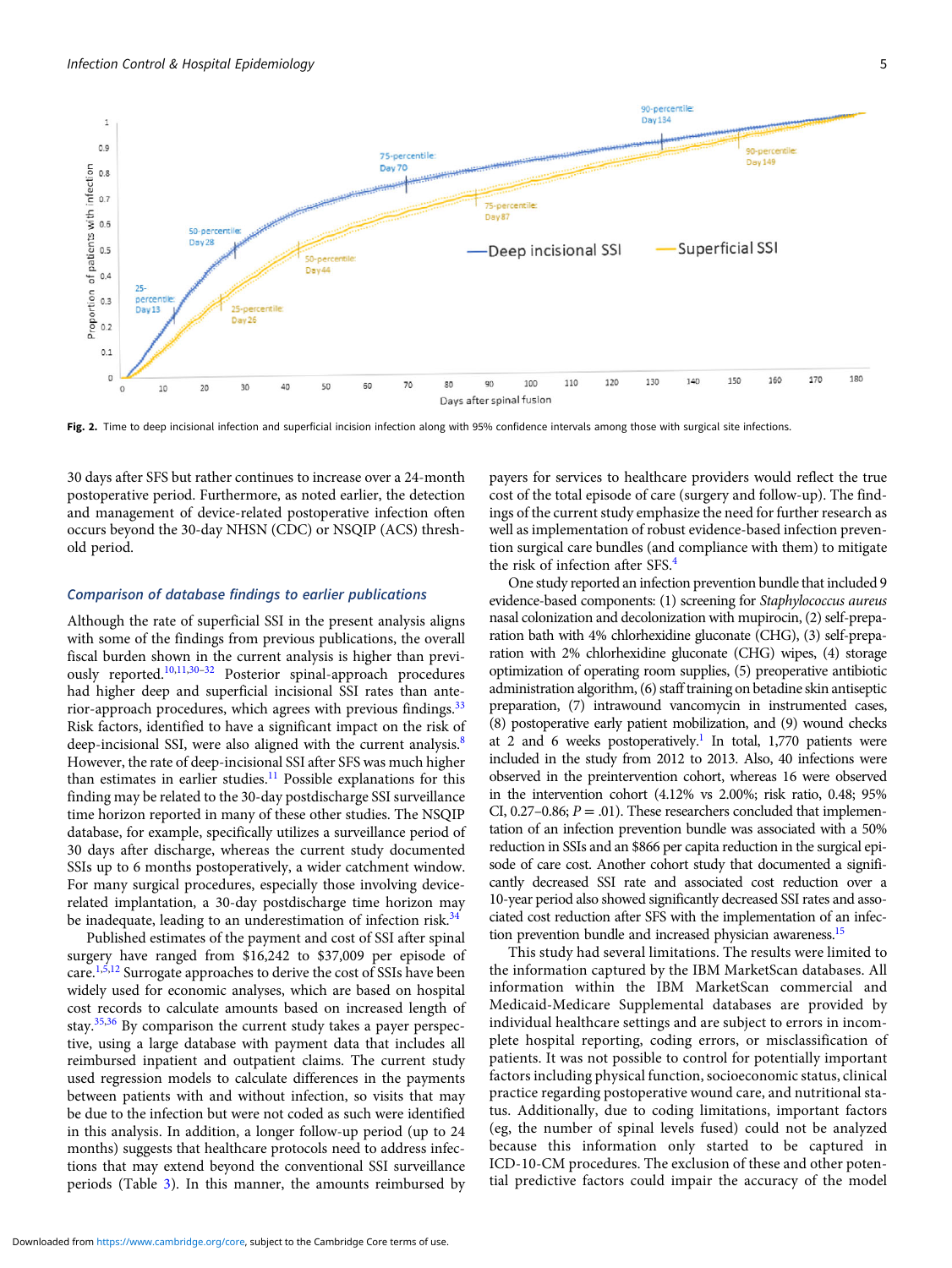Fig. 2. Time to deep incisional infection and superficial incision infection along with 95% confidence intervals among those with surgical site infections.

30 days after SFS but rather continues to increase over a 24-month postoperative period. Furthermore, as noted earlier, the detection and management of device-related postoperative infection often occurs beyond the 30-day NHSN (CDC) or NSQIP (ACS) threshold period.

### Comparison of database findings to earlier publications

Although the rate of superficial SSI in the present analysis aligns with some of the findings from previous publications, the overall fiscal burden shown in the current analysis is higher than previously reported.[10,11,30–32] Posterior spinal-approach procedures had higher deep and superficial incisional SSI rates than anterior-approach procedures, which agrees with previous findings.[33] Risk factors, identified to have a significant impact on the risk of deep-incisional SSI, were also aligned with the current analysis.[8] However, the rate of deep-incisional SSI after SFS was much higher than estimates in earlier studies.[11] Possible explanations for this finding may be related to the 30-day postdischarge SSI surveillance time horizon reported in many of these other studies. The NSQIP database, for example, specifically utilizes a surveillance period of 30 days after discharge, whereas the current study documented SSIs up to 6 months postoperatively, a wider catchment window. For many surgical procedures, especially those involving device-related implantation, a 30-day postdischarge time horizon may be inadequate, leading to an underestimation of infection risk.[34]

Published estimates of the payment and cost of SSI after spinal surgery have ranged from $16,242 to $37,009 per episode of care.[1,5,12] Surrogate approaches to derive the cost of SSIs have been widely used for economic analyses, which are based on hospital cost records to calculate amounts based on increased length of stay.[35,36] By comparison the current study takes a payer perspective, using a large database with payment data that includes all reimbursed inpatient and outpatient claims. The current study used regression models to calculate differences in the payments between patients with and without infection, so visits that may be due to the infection but were not coded as such were identified in this analysis. In addition, a longer follow-up period (up to 24 months) suggests that healthcare protocols need to address infections that may extend beyond the conventional SSI surveillance periods (Table 3). In this manner, the amounts reimbursed by payers for services to healthcare providers would reflect the true cost of the total episode of care (surgery and follow-up). The findings of the current study emphasize the need for further research as well as implementation of robust evidence-based infection prevention surgical care bundles (and compliance with them) to mitigate the risk of infection after SFS.[4]

One study reported an infection prevention bundle that included 9 evidence-based components: (1) screening for *Staphylococcus aureus* nasal colonization and decolonization with mupirocin, (2) self-preparation bath with 4% chlorhexidine gluconate (CHG), (3) self-preparation with 2% chlorhexidine gluconate (CHG) wipes, (4) storage optimization of operating room supplies, (5) preoperative antibiotic administration algorithm, (6) staff training on betadine skin antiseptic preparation, (7) intrawound vancomycin in instrumented cases, (8) postoperative early patient mobilization, and (9) wound checks at 2 and 6 weeks postoperatively.[1] In total, 1,770 patients were included in the study from 2012 to 2013. Also, 40 infections were observed in the preintervention cohort, whereas 16 were observed in the intervention cohort (4.12% vs 2.00%; risk ratio, 0.48; 95% CI, 0.27–0.86; $P = .01$). These researchers concluded that implementation of an infection prevention bundle was associated with a 50% reduction in SSIs and an $866 per capita reduction in the surgical episode of care cost. Another cohort study that documented a significantly decreased SSI rate and associated cost reduction over a 10-year period also showed significantly decreased SSI rates and associated cost reduction after SFS with the implementation of an infection prevention bundle and increased physician awareness.[15]

This study had several limitations. The results were limited to the information captured by the IBM MarketScan databases. All information within the IBM MarketScan commercial and Medicaid-Medicare Supplemental databases are provided by individual healthcare settings and are subject to errors in incomplete hospital reporting, coding errors, or misclassification of patients. It was not possible to control for potentially important factors including physical function, socioeconomic status, clinical practice regarding postoperative wound care, and nutritional status. Additionally, due to coding limitations, important factors (eg, the number of spinal levels fused) could not be analyzed because this information only started to be captured in ICD-10-CM procedures. The exclusion of these and other potential predictive factors could impair the accuracy of the model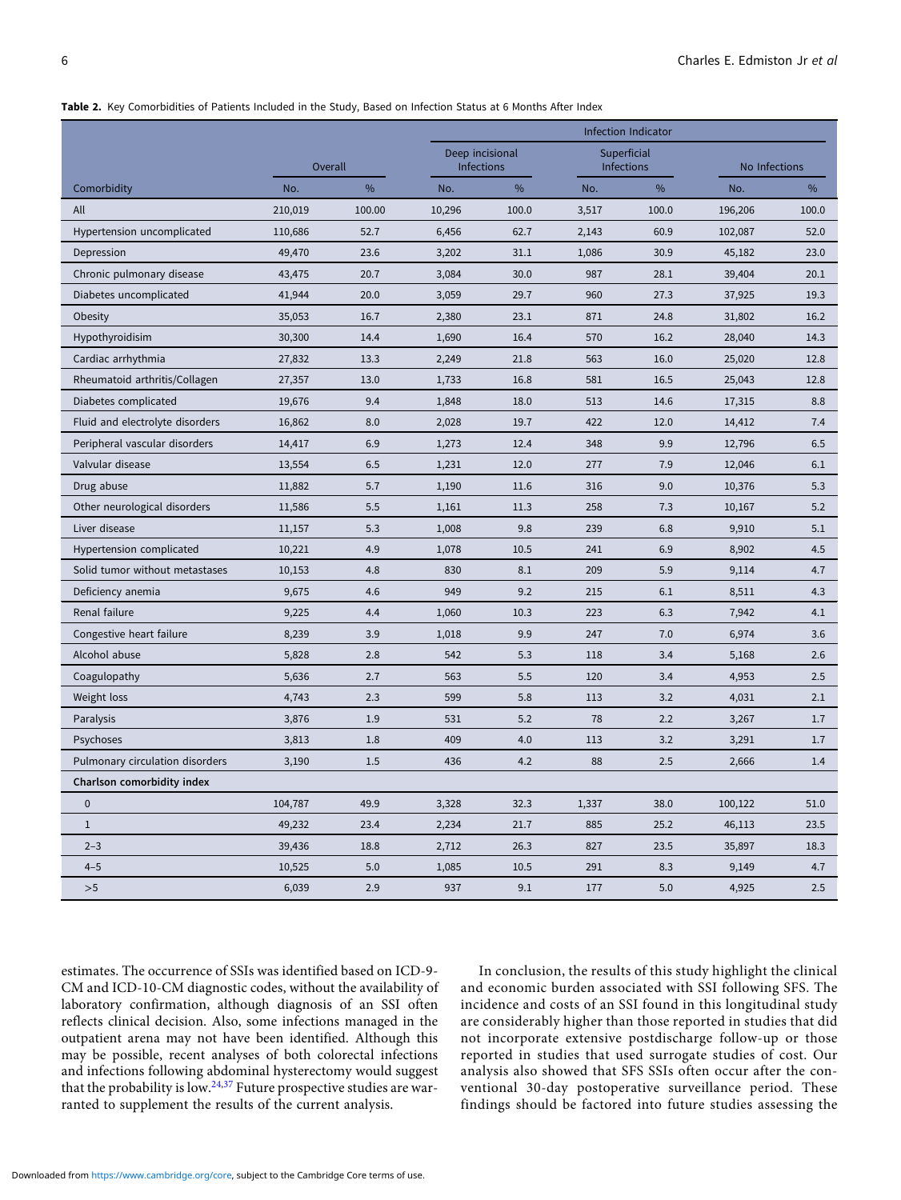**Table 2.** Key Comorbidities of Patients Included in the Study, Based on Infection Status at 6 Months After Index

| | | | Infection Indicator | | | | | |
|---|---|---|---|---|---|---|---|---|
| | Overall | | Deep incisional Infections | | Superficial Infections | | No Infections | |
| Comorbidity | No. | % | No. | % | No. | % | No. | % |
| All | 210,019 | 100.00 | 10,296 | 100.0 | 3,517 | 100.0 | 196,206 | 100.0 |
| Hypertension uncomplicated | 110,686 | 52.7 | 6,456 | 62.7 | 2,143 | 60.9 | 102,087 | 52.0 |
| Depression | 49,470 | 23.6 | 3,202 | 31.1 | 1,086 | 30.9 | 45,182 | 23.0 |
| Chronic pulmonary disease | 43,475 | 20.7 | 3,084 | 30.0 | 987 | 28.1 | 39,404 | 20.1 |
| Diabetes uncomplicated | 41,944 | 20.0 | 3,059 | 29.7 | 960 | 27.3 | 37,925 | 19.3 |
| Obesity | 35,053 | 16.7 | 2,380 | 23.1 | 871 | 24.8 | 31,802 | 16.2 |
| Hypothyroidisim | 30,300 | 14.4 | 1,690 | 16.4 | 570 | 16.2 | 28,040 | 14.3 |
| Cardiac arrhythmia | 27,832 | 13.3 | 2,249 | 21.8 | 563 | 16.0 | 25,020 | 12.8 |
| Rheumatoid arthritis/Collagen | 27,357 | 13.0 | 1,733 | 16.8 | 581 | 16.5 | 25,043 | 12.8 |
| Diabetes complicated | 19,676 | 9.4 | 1,848 | 18.0 | 513 | 14.6 | 17,315 | 8.8 |
| Fluid and electrolyte disorders | 16,862 | 8.0 | 2,028 | 19.7 | 422 | 12.0 | 14,412 | 7.4 |
| Peripheral vascular disorders | 14,417 | 6.9 | 1,273 | 12.4 | 348 | 9.9 | 12,796 | 6.5 |
| Valvular disease | 13,554 | 6.5 | 1,231 | 12.0 | 277 | 7.9 | 12,046 | 6.1 |
| Drug abuse | 11,882 | 5.7 | 1,190 | 11.6 | 316 | 9.0 | 10,376 | 5.3 |
| Other neurological disorders | 11,586 | 5.5 | 1,161 | 11.3 | 258 | 7.3 | 10,167 | 5.2 |
| Liver disease | 11,157 | 5.3 | 1,008 | 9.8 | 239 | 6.8 | 9,910 | 5.1 |
| Hypertension complicated | 10,221 | 4.9 | 1,078 | 10.5 | 241 | 6.9 | 8,902 | 4.5 |
| Solid tumor without metastases | 10,153 | 4.8 | 830 | 8.1 | 209 | 5.9 | 9,114 | 4.7 |
| Deficiency anemia | 9,675 | 4.6 | 949 | 9.2 | 215 | 6.1 | 8,511 | 4.3 |
| Renal failure | 9,225 | 4.4 | 1,060 | 10.3 | 223 | 6.3 | 7,942 | 4.1 |
| Congestive heart failure | 8,239 | 3.9 | 1,018 | 9.9 | 247 | 7.0 | 6,974 | 3.6 |
| Alcohol abuse | 5,828 | 2.8 | 542 | 5.3 | 118 | 3.4 | 5,168 | 2.6 |
| Coagulopathy | 5,636 | 2.7 | 563 | 5.5 | 120 | 3.4 | 4,953 | 2.5 |
| Weight loss | 4,743 | 2.3 | 599 | 5.8 | 113 | 3.2 | 4,031 | 2.1 |
| Paralysis | 3,876 | 1.9 | 531 | 5.2 | 78 | 2.2 | 3,267 | 1.7 |
| Psychoses | 3,813 | 1.8 | 409 | 4.0 | 113 | 3.2 | 3,291 | 1.7 |
| Pulmonary circulation disorders | 3,190 | 1.5 | 436 | 4.2 | 88 | 2.5 | 2,666 | 1.4 |
| **Charlson comorbidity index** | | | | | | | | |
| 0 | 104,787 | 49.9 | 3,328 | 32.3 | 1,337 | 38.0 | 100,122 | 51.0 |
| 1 | 49,232 | 23.4 | 2,234 | 21.7 | 885 | 25.2 | 46,113 | 23.5 |
| 2–3 | 39,436 | 18.8 | 2,712 | 26.3 | 827 | 23.5 | 35,897 | 18.3 |
| 4–5 | 10,525 | 5.0 | 1,085 | 10.5 | 291 | 8.3 | 9,149 | 4.7 |
| >5 | 6,039 | 2.9 | 937 | 9.1 | 177 | 5.0 | 4,925 | 2.5 |

estimates. The occurrence of SSIs was identified based on ICD-9-CM and ICD-10-CM diagnostic codes, without the availability of laboratory confirmation, although diagnosis of an SSI often reflects clinical decision. Also, some infections managed in the outpatient arena may not have been identified. Although this may be possible, recent analyses of both colorectal infections and infections following abdominal hysterectomy would suggest that the probability is low.[24,37] Future prospective studies are warranted to supplement the results of the current analysis.

In conclusion, the results of this study highlight the clinical and economic burden associated with SSI following SFS. The incidence and costs of an SSI found in this longitudinal study are considerably higher than those reported in studies that did not incorporate extensive postdischarge follow-up or those reported in studies that used surrogate studies of cost. Our analysis also showed that SFS SSIs often occur after the conventional 30-day postoperative surveillance period. These findings should be factored into future studies assessing the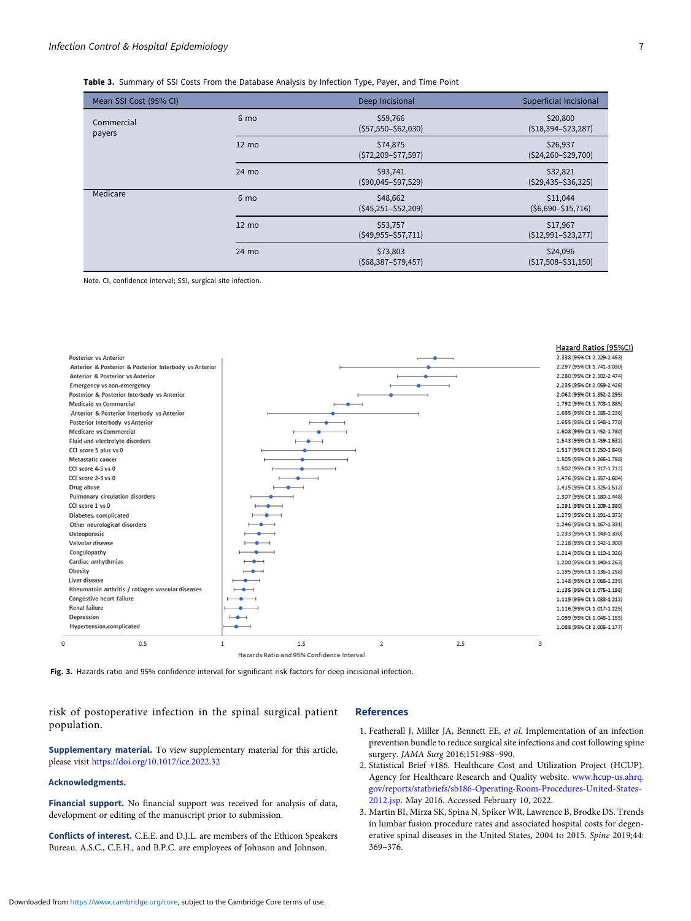**Table 3.** Summary of SSI Costs From the Database Analysis by Infection Type, Payer, and Time Point

| Mean SSI Cost (95% CI) | | Deep Incisional | Superficial Incisional |
|---|---|---|---|
| Commercial payers | 6 mo | $59,766 ($57,550–$62,030) | $20,800 ($18,394–$23,287) |
| | 12 mo | $74,875 ($72,209–$77,597) | $26,937 ($24,260–$29,700) |
| | 24 mo | $93,741 ($90,045–$97,529) | $32,821 ($29,435–$36,325) |
| Medicare | 6 mo | $48,662 ($45,251–$52,209) | $11,044 ($6,690–$15,716) |
| | 12 mo | $53,757 ($49,955–$57,711) | $17,967 ($12,991–$23,277) |
| | 24 mo | $73,803 ($68,387–$79,457) | $24,096 ($17,508–$31,150) |

Note. CI, confidence interval; SSI, surgical site infection.

**Fig. 3.** Hazards ratio and 95% confidence interval for significant risk factors for deep incisional infection.

risk of postoperative infection in the spinal surgical patient population.

**Supplementary material.** To view supplementary material for this article, please visit https://doi.org/10.1017/ice.2022.32

**Acknowledgments.**

**Financial support.** No financial support was received for analysis of data, development or editing of the manuscript prior to submission.

**Conflicts of interest.** C.E.E. and D.J.L. are members of the Ethicon Speakers Bureau. A.S.C., C.E.H., and B.P.C. are employees of Johnson and Johnson.

## References

1. Featherall J, Miller JA, Bennett EE, *et al.* Implementation of an infection prevention bundle to reduce surgical site infections and cost following spine surgery. *JAMA Surg* 2016;151:988–990.
2. Statistical Brief #186. Healthcare Cost and Utilization Project (HCUP). Agency for Healthcare Research and Quality website. www.hcup-us.ahrq.gov/reports/statbriefs/sb186-Operating-Room-Procedures-United-States-2012.jsp. May 2016. Accessed February 10, 2022.
3. Martin BI, Mirza SK, Spina N, Spiker WR, Lawrence B, Brodke DS. Trends in lumbar fusion procedure rates and associated hospital costs for degenerative spinal diseases in the United States, 2004 to 2015. *Spine* 2019;44:369–376.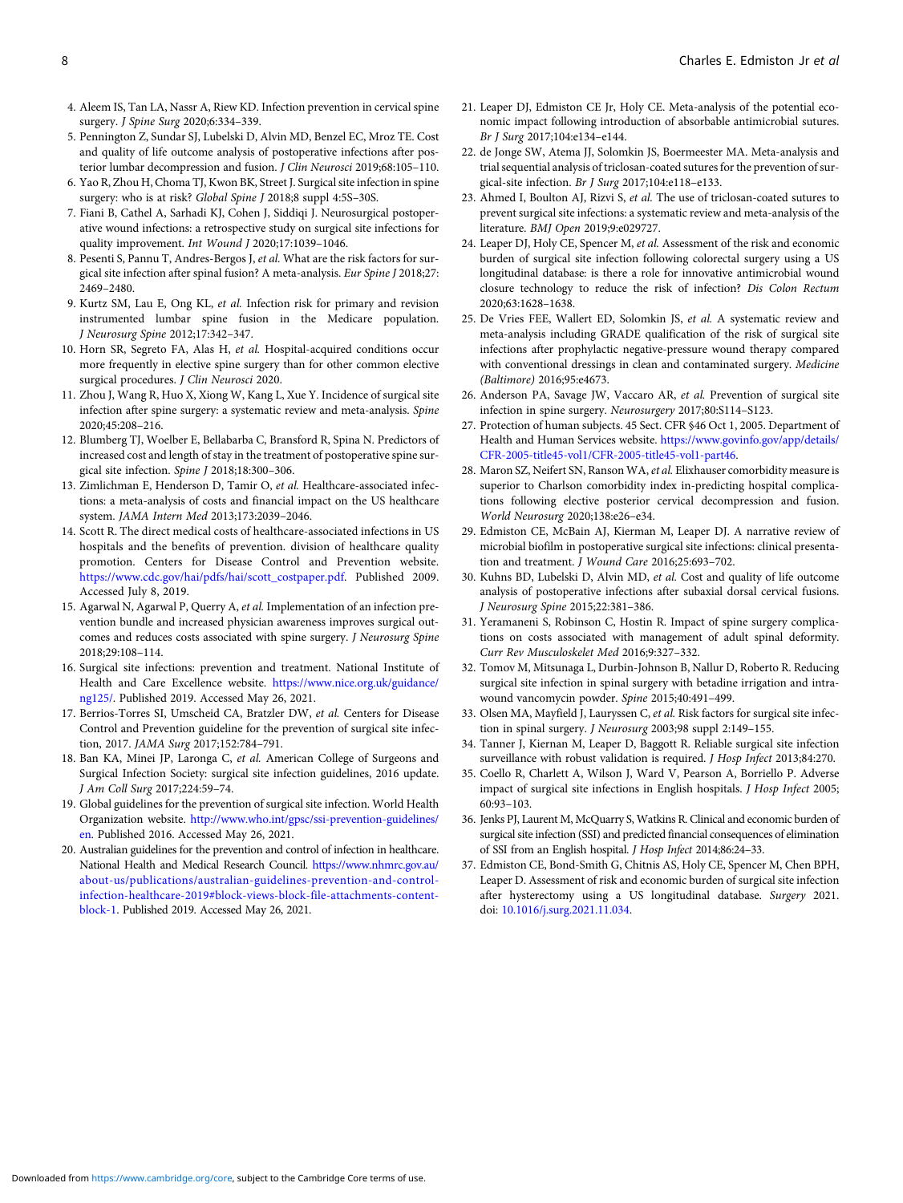4. Aleem IS, Tan LA, Nassr A, Riew KD. Infection prevention in cervical spine surgery. *J Spine Surg* 2020;6:334–339.
5. Pennington Z, Sundar SJ, Lubelski D, Alvin MD, Benzel EC, Mroz TE. Cost and quality of life outcome analysis of postoperative infections after posterior lumbar decompression and fusion. *J Clin Neurosci* 2019;68:105–110.
6. Yao R, Zhou H, Choma TJ, Kwon BK, Street J. Surgical site infection in spine surgery: who is at risk? *Global Spine J* 2018;8 suppl 4:5S–30S.
7. Fiani B, Cathel A, Sarhadi KJ, Cohen J, Siddiqi J. Neurosurgical postoperative wound infections: a retrospective study on surgical site infections for quality improvement. *Int Wound J* 2020;17:1039–1046.
8. Pesenti S, Pannu T, Andres-Bergos J, *et al.* What are the risk factors for surgical site infection after spinal fusion? A meta-analysis. *Eur Spine J* 2018;27:2469–2480.
9. Kurtz SM, Lau E, Ong KL, *et al.* Infection risk for primary and revision instrumented lumbar spine fusion in the Medicare population. *J Neurosurg Spine* 2012;17:342–347.
10. Horn SR, Segreto FA, Alas H, *et al.* Hospital-acquired conditions occur more frequently in elective spine surgery than for other common elective surgical procedures. *J Clin Neurosci* 2020.
11. Zhou J, Wang R, Huo X, Xiong W, Kang L, Xue Y. Incidence of surgical site infection after spine surgery: a systematic review and meta-analysis. *Spine* 2020;45:208–216.
12. Blumberg TJ, Woelber E, Bellabarba C, Bransford R, Spina N. Predictors of increased cost and length of stay in the treatment of postoperative spine surgical site infection. *Spine J* 2018;18:300–306.
13. Zimlichman E, Henderson D, Tamir O, *et al.* Healthcare-associated infections: a meta-analysis of costs and financial impact on the US healthcare system. *JAMA Intern Med* 2013;173:2039–2046.
14. Scott R. The direct medical costs of healthcare-associated infections in US hospitals and the benefits of prevention. division of healthcare quality promotion. Centers for Disease Control and Prevention website. https://www.cdc.gov/hai/pdfs/hai/scott_costpaper.pdf. Published 2009. Accessed July 8, 2019.
15. Agarwal N, Agarwal P, Querry A, *et al.* Implementation of an infection prevention bundle and increased physician awareness improves surgical outcomes and reduces costs associated with spine surgery. *J Neurosurg Spine* 2018;29:108–114.
16. Surgical site infections: prevention and treatment. National Institute of Health and Care Excellence website. https://www.nice.org.uk/guidance/ng125/. Published 2019. Accessed May 26, 2021.
17. Berrios-Torres SI, Umscheid CA, Bratzler DW, *et al.* Centers for Disease Control and Prevention guideline for the prevention of surgical site infection, 2017. *JAMA Surg* 2017;152:784–791.
18. Ban KA, Minei JP, Laronga C, *et al.* American College of Surgeons and Surgical Infection Society: surgical site infection guidelines, 2016 update. *J Am Coll Surg* 2017;224:59–74.
19. Global guidelines for the prevention of surgical site infection. World Health Organization website. http://www.who.int/gpsc/ssi-prevention-guidelines/en. Published 2016. Accessed May 26, 2021.
20. Australian guidelines for the prevention and control of infection in healthcare. National Health and Medical Research Council. https://www.nhmrc.gov.au/about-us/publications/australian-guidelines-prevention-and-control-infection-healthcare-2019#block-views-block-file-attachments-content-block-1. Published 2019. Accessed May 26, 2021.
21. Leaper DJ, Edmiston CE Jr, Holy CE. Meta-analysis of the potential economic impact following introduction of absorbable antimicrobial sutures. *Br J Surg* 2017;104:e134–e144.
22. de Jonge SW, Atema JJ, Solomkin JS, Boermeester MA. Meta-analysis and trial sequential analysis of triclosan-coated sutures for the prevention of surgical-site infection. *Br J Surg* 2017;104:e118–e133.
23. Ahmed I, Boulton AJ, Rizvi S, *et al.* The use of triclosan-coated sutures to prevent surgical site infections: a systematic review and meta-analysis of the literature. *BMJ Open* 2019;9:e029727.
24. Leaper DJ, Holy CE, Spencer M, *et al.* Assessment of the risk and economic burden of surgical site infection following colorectal surgery using a US longitudinal database: is there a role for innovative antimicrobial wound closure technology to reduce the risk of infection? *Dis Colon Rectum* 2020;63:1628–1638.
25. De Vries FEE, Wallert ED, Solomkin JS, *et al.* A systematic review and meta-analysis including GRADE qualification of the risk of surgical site infections after prophylactic negative-pressure wound therapy compared with conventional dressings in clean and contaminated surgery. *Medicine (Baltimore)* 2016;95:e4673.
26. Anderson PA, Savage JW, Vaccaro AR, *et al.* Prevention of surgical site infection in spine surgery. *Neurosurgery* 2017;80:S114–S123.
27. Protection of human subjects. 45 Sect. CFR §46 Oct 1, 2005. Department of Health and Human Services website. https://www.govinfo.gov/app/details/CFR-2005-title45-vol1/CFR-2005-title45-vol1-part46.
28. Maron SZ, Neifert SN, Ranson WA, *et al.* Elixhauser comorbidity measure is superior to Charlson comorbidity index in-predicting hospital complications following elective posterior cervical decompression and fusion. *World Neurosurg* 2020;138:e26–e34.
29. Edmiston CE, McBain AJ, Kierman M, Leaper DJ. A narrative review of microbial biofilm in postoperative surgical site infections: clinical presentation and treatment. *J Wound Care* 2016;25:693–702.
30. Kuhns BD, Lubelski D, Alvin MD, *et al.* Cost and quality of life outcome analysis of postoperative infections after subaxial dorsal cervical fusions. *J Neurosurg Spine* 2015;22:381–386.
31. Yeramaneni S, Robinson C, Hostin R. Impact of spine surgery complications on costs associated with management of adult spinal deformity. *Curr Rev Musculoskelet Med* 2016;9:327–332.
32. Tomov M, Mitsunaga L, Durbin-Johnson B, Nallur D, Roberto R. Reducing surgical site infection in spinal surgery with betadine irrigation and intrawound vancomycin powder. *Spine* 2015;40:491–499.
33. Olsen MA, Mayfield J, Lauryssen C, *et al.* Risk factors for surgical site infection in spinal surgery. *J Neurosurg* 2003;98 suppl 2:149–155.
34. Tanner J, Kiernan M, Leaper D, Baggott R. Reliable surgical site infection surveillance with robust validation is required. *J Hosp Infect* 2013;84:270.
35. Coello R, Charlett A, Wilson J, Ward V, Pearson A, Borriello P. Adverse impact of surgical site infections in English hospitals. *J Hosp Infect* 2005;60:93–103.
36. Jenks PJ, Laurent M, McQuarry S, Watkins R. Clinical and economic burden of surgical site infection (SSI) and predicted financial consequences of elimination of SSI from an English hospital. *J Hosp Infect* 2014;86:24–33.
37. Edmiston CE, Bond-Smith G, Chitnis AS, Holy CE, Spencer M, Chen BPH, Leaper D. Assessment of risk and economic burden of surgical site infection after hysterectomy using a US longitudinal database. *Surgery* 2021. doi: 10.1016/j.surg.2021.11.034.